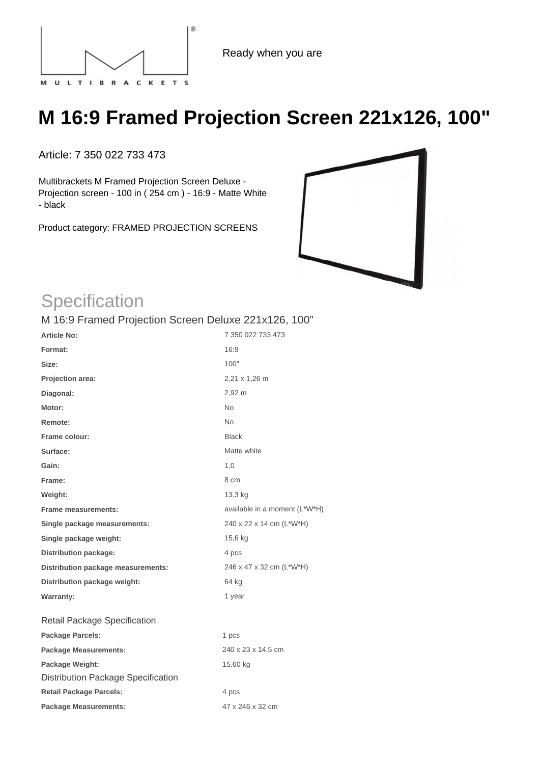MULTIBRACKETS

Ready when you are

# M 16:9 Framed Projection Screen 221x126, 100"

Article: 7 350 022 733 473

Multibrackets M Framed Projection Screen Deluxe - Projection screen - 100 in ( 254 cm ) - 16:9 - Matte White - black

Product category: FRAMED PROJECTION SCREENS

## Specification

### M 16:9 Framed Projection Screen Deluxe 221x126, 100"

| | |
|---|---|
| **Article No:** | 7 350 022 733 473 |
| **Format:** | 16:9 |
| **Size:** | 100" |
| **Projection area:** | 2,21 x 1,26 m |
| **Diagonal:** | 2,92 m |
| **Motor:** | No |
| **Remote:** | No |
| **Frame colour:** | Black |
| **Surface:** | Matte white |
| **Gain:** | 1,0 |
| **Frame:** | 8 cm |
| **Weight:** | 13,3 kg |
| **Frame measurements:** | available in a moment (L*W*H) |
| **Single package measurements:** | 240 x 22 x 14 cm (L*W*H) |
| **Single package weight:** | 15,6 kg |
| **Distribution package:** | 4 pcs |
| **Distribution package measurements:** | 246 x 47 x 32 cm (L*W*H) |
| **Distribution package weight:** | 64 kg |
| **Warranty:** | 1 year |

### Retail Package Specification

| | |
|---|---|
| **Package Parcels:** | 1 pcs |
| **Package Measurements:** | 240 x 23 x 14.5 cm |
| **Package Weight:** | 15.60 kg |

### Distribution Package Specification

| | |
|---|---|
| **Retail Package Parcels:** | 4 pcs |
| **Package Measurements:** | 47 x 246 x 32 cm |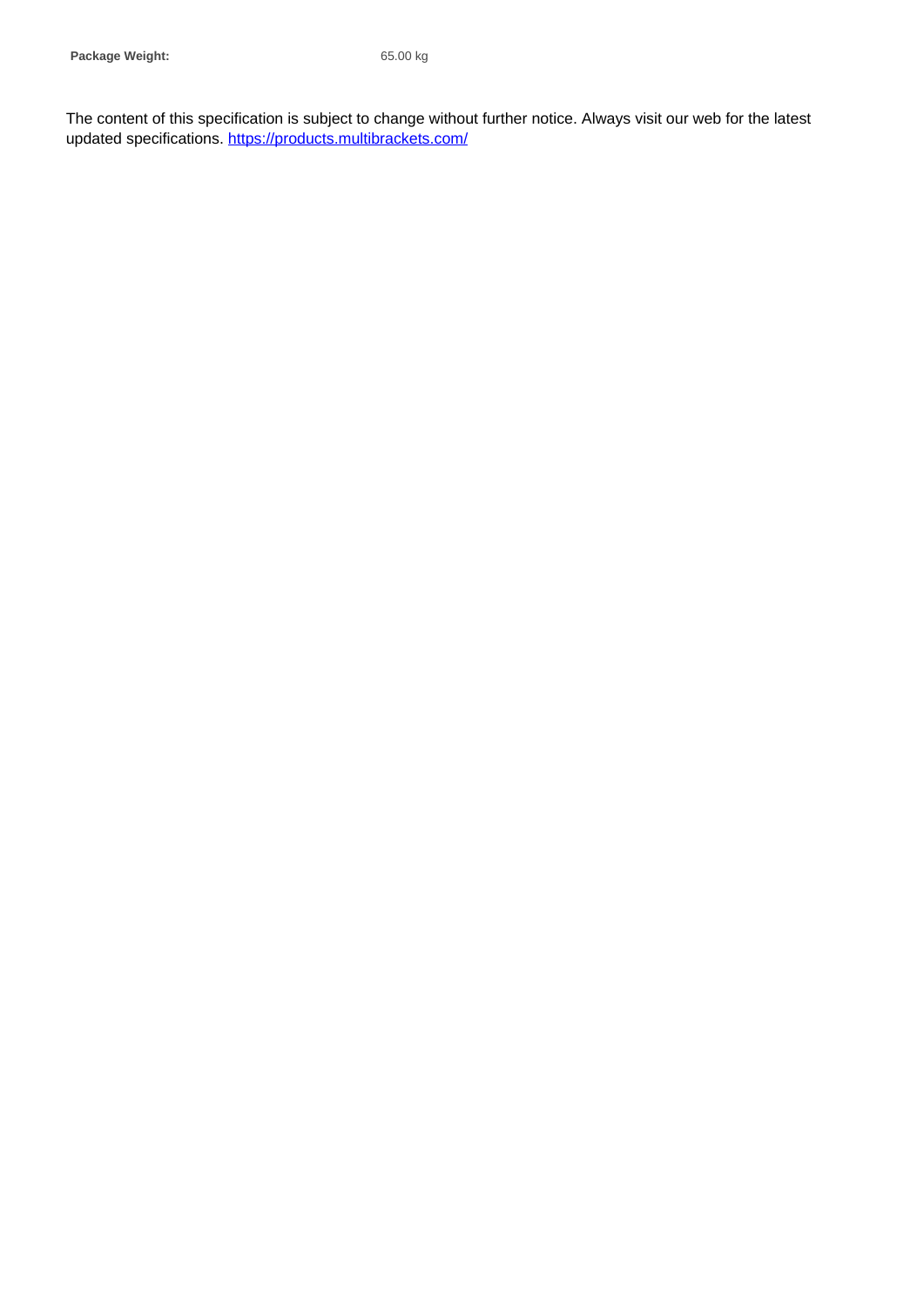| | |
|---|---|
| **Package Weight:** | 65.00 kg |

The content of this specification is subject to change without further notice. Always visit our web for the latest updated specifications. [https://products.multibrackets.com/](https://products.multibrackets.com/)